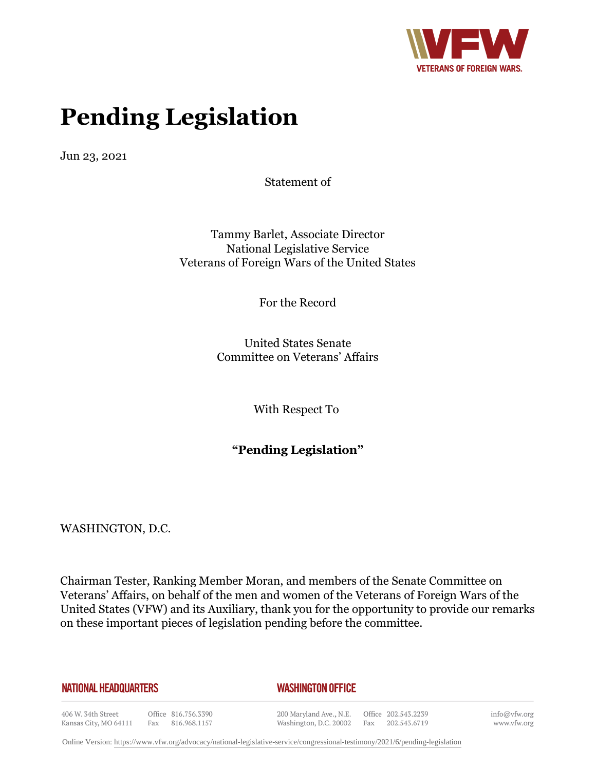# Pending Legislation

Jun 23, 2021

Statement of

Tammy Barlet, Associate Director
National Legislative Service
Veterans of Foreign Wars of the United States

For the Record

United States Senate
Committee on Veterans' Affairs

With Respect To

**"Pending Legislation"**

WASHINGTON, D.C.

Chairman Tester, Ranking Member Moran, and members of the Senate Committee on Veterans' Affairs, on behalf of the men and women of the Veterans of Foreign Wars of the United States (VFW) and its Auxiliary, thank you for the opportunity to provide our remarks on these important pieces of legislation pending before the committee.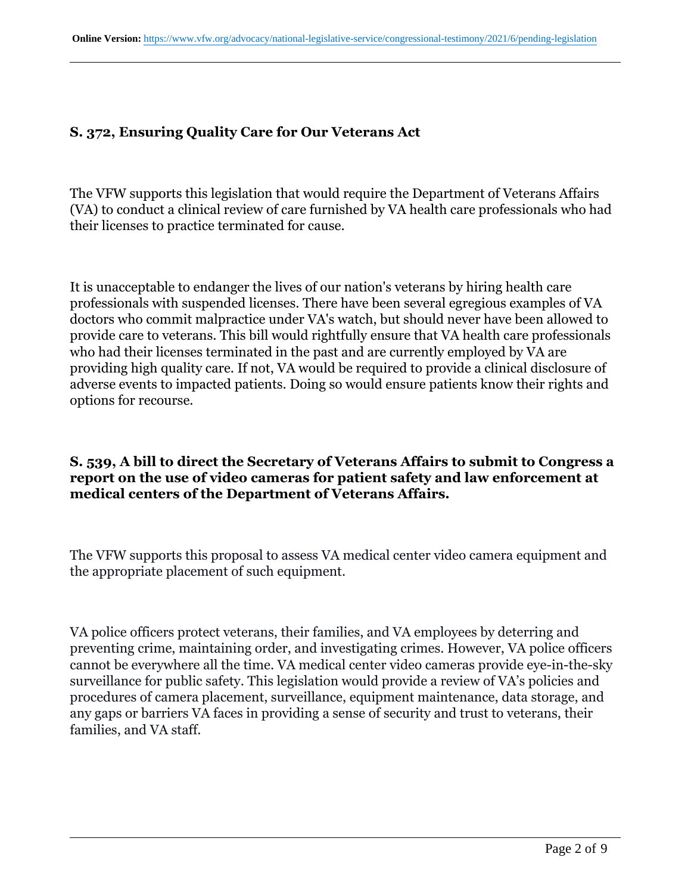### S. 372, Ensuring Quality Care for Our Veterans Act

The VFW supports this legislation that would require the Department of Veterans Affairs (VA) to conduct a clinical review of care furnished by VA health care professionals who had their licenses to practice terminated for cause.

It is unacceptable to endanger the lives of our nation's veterans by hiring health care professionals with suspended licenses. There have been several egregious examples of VA doctors who commit malpractice under VA's watch, but should never have been allowed to provide care to veterans. This bill would rightfully ensure that VA health care professionals who had their licenses terminated in the past and are currently employed by VA are providing high quality care. If not, VA would be required to provide a clinical disclosure of adverse events to impacted patients. Doing so would ensure patients know their rights and options for recourse.

### S. 539, A bill to direct the Secretary of Veterans Affairs to submit to Congress a report on the use of video cameras for patient safety and law enforcement at medical centers of the Department of Veterans Affairs.

The VFW supports this proposal to assess VA medical center video camera equipment and the appropriate placement of such equipment.

VA police officers protect veterans, their families, and VA employees by deterring and preventing crime, maintaining order, and investigating crimes. However, VA police officers cannot be everywhere all the time. VA medical center video cameras provide eye-in-the-sky surveillance for public safety. This legislation would provide a review of VA's policies and procedures of camera placement, surveillance, equipment maintenance, data storage, and any gaps or barriers VA faces in providing a sense of security and trust to veterans, their families, and VA staff.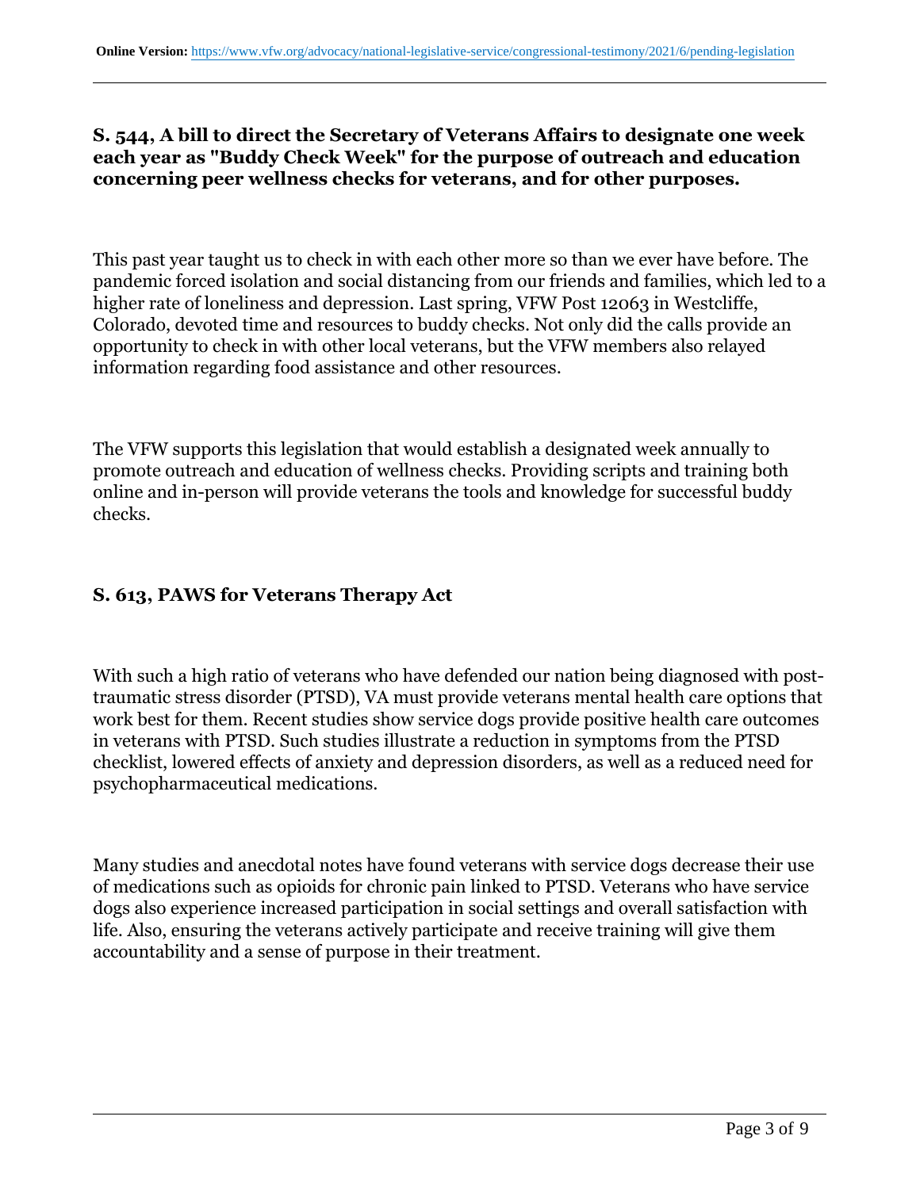### S. 544, A bill to direct the Secretary of Veterans Affairs to designate one week each year as "Buddy Check Week" for the purpose of outreach and education concerning peer wellness checks for veterans, and for other purposes.

This past year taught us to check in with each other more so than we ever have before. The pandemic forced isolation and social distancing from our friends and families, which led to a higher rate of loneliness and depression. Last spring, VFW Post 12063 in Westcliffe, Colorado, devoted time and resources to buddy checks. Not only did the calls provide an opportunity to check in with other local veterans, but the VFW members also relayed information regarding food assistance and other resources.

The VFW supports this legislation that would establish a designated week annually to promote outreach and education of wellness checks. Providing scripts and training both online and in-person will provide veterans the tools and knowledge for successful buddy checks.

### S. 613, PAWS for Veterans Therapy Act

With such a high ratio of veterans who have defended our nation being diagnosed with post-traumatic stress disorder (PTSD), VA must provide veterans mental health care options that work best for them. Recent studies show service dogs provide positive health care outcomes in veterans with PTSD. Such studies illustrate a reduction in symptoms from the PTSD checklist, lowered effects of anxiety and depression disorders, as well as a reduced need for psychopharmaceutical medications.

Many studies and anecdotal notes have found veterans with service dogs decrease their use of medications such as opioids for chronic pain linked to PTSD. Veterans who have service dogs also experience increased participation in social settings and overall satisfaction with life. Also, ensuring the veterans actively participate and receive training will give them accountability and a sense of purpose in their treatment.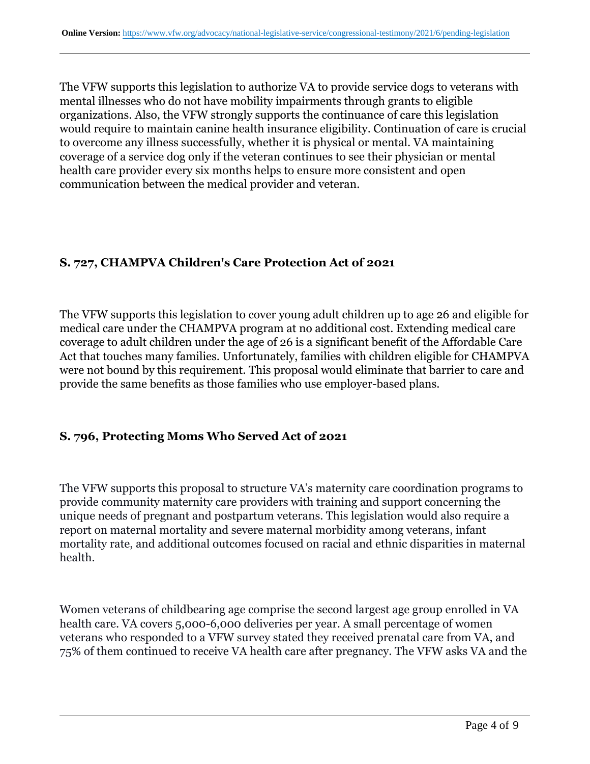The VFW supports this legislation to authorize VA to provide service dogs to veterans with mental illnesses who do not have mobility impairments through grants to eligible organizations. Also, the VFW strongly supports the continuance of care this legislation would require to maintain canine health insurance eligibility. Continuation of care is crucial to overcome any illness successfully, whether it is physical or mental. VA maintaining coverage of a service dog only if the veteran continues to see their physician or mental health care provider every six months helps to ensure more consistent and open communication between the medical provider and veteran.

### S. 727, CHAMPVA Children's Care Protection Act of 2021

The VFW supports this legislation to cover young adult children up to age 26 and eligible for medical care under the CHAMPVA program at no additional cost. Extending medical care coverage to adult children under the age of 26 is a significant benefit of the Affordable Care Act that touches many families. Unfortunately, families with children eligible for CHAMPVA were not bound by this requirement. This proposal would eliminate that barrier to care and provide the same benefits as those families who use employer-based plans.

### S. 796, Protecting Moms Who Served Act of 2021

The VFW supports this proposal to structure VA's maternity care coordination programs to provide community maternity care providers with training and support concerning the unique needs of pregnant and postpartum veterans. This legislation would also require a report on maternal mortality and severe maternal morbidity among veterans, infant mortality rate, and additional outcomes focused on racial and ethnic disparities in maternal health.

Women veterans of childbearing age comprise the second largest age group enrolled in VA health care. VA covers 5,000-6,000 deliveries per year. A small percentage of women veterans who responded to a VFW survey stated they received prenatal care from VA, and 75% of them continued to receive VA health care after pregnancy. The VFW asks VA and the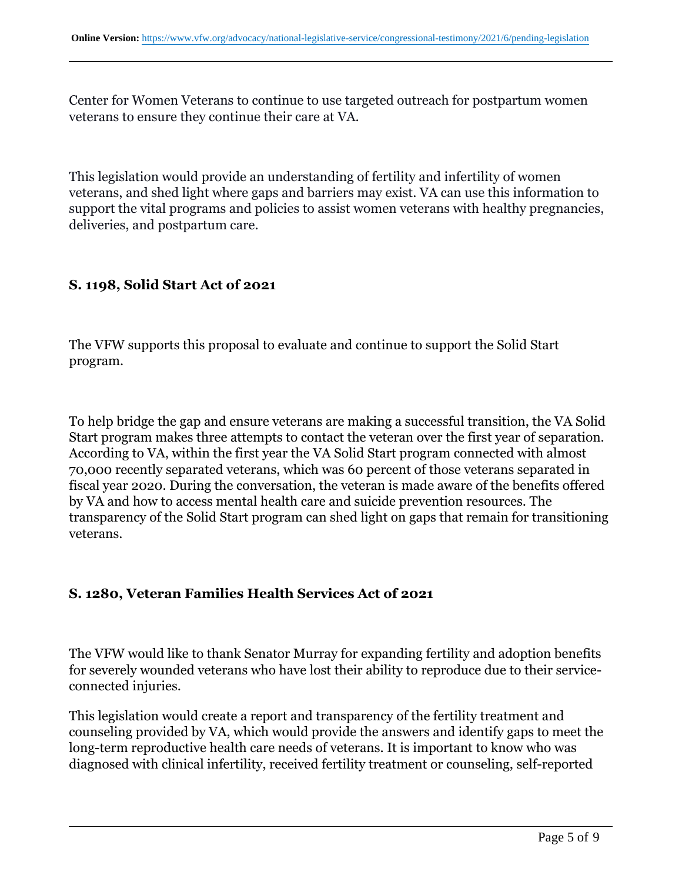Center for Women Veterans to continue to use targeted outreach for postpartum women veterans to ensure they continue their care at VA.

This legislation would provide an understanding of fertility and infertility of women veterans, and shed light where gaps and barriers may exist. VA can use this information to support the vital programs and policies to assist women veterans with healthy pregnancies, deliveries, and postpartum care.

### S. 1198, Solid Start Act of 2021

The VFW supports this proposal to evaluate and continue to support the Solid Start program.

To help bridge the gap and ensure veterans are making a successful transition, the VA Solid Start program makes three attempts to contact the veteran over the first year of separation. According to VA, within the first year the VA Solid Start program connected with almost 70,000 recently separated veterans, which was 60 percent of those veterans separated in fiscal year 2020. During the conversation, the veteran is made aware of the benefits offered by VA and how to access mental health care and suicide prevention resources. The transparency of the Solid Start program can shed light on gaps that remain for transitioning veterans.

### S. 1280, Veteran Families Health Services Act of 2021

The VFW would like to thank Senator Murray for expanding fertility and adoption benefits for severely wounded veterans who have lost their ability to reproduce due to their service-connected injuries.

This legislation would create a report and transparency of the fertility treatment and counseling provided by VA, which would provide the answers and identify gaps to meet the long-term reproductive health care needs of veterans. It is important to know who was diagnosed with clinical infertility, received fertility treatment or counseling, self-reported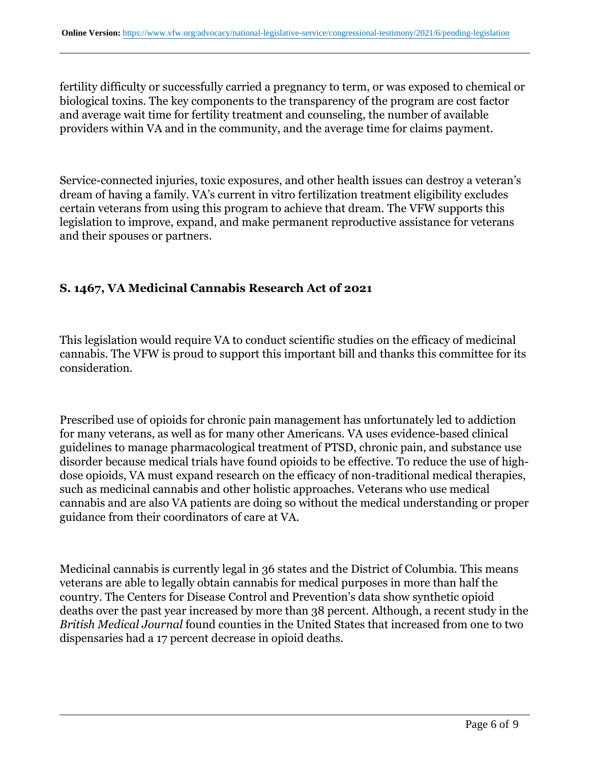fertility difficulty or successfully carried a pregnancy to term, or was exposed to chemical or biological toxins. The key components to the transparency of the program are cost factor and average wait time for fertility treatment and counseling, the number of available providers within VA and in the community, and the average time for claims payment.

Service-connected injuries, toxic exposures, and other health issues can destroy a veteran's dream of having a family. VA's current in vitro fertilization treatment eligibility excludes certain veterans from using this program to achieve that dream. The VFW supports this legislation to improve, expand, and make permanent reproductive assistance for veterans and their spouses or partners.

### S. 1467, VA Medicinal Cannabis Research Act of 2021

This legislation would require VA to conduct scientific studies on the efficacy of medicinal cannabis. The VFW is proud to support this important bill and thanks this committee for its consideration.

Prescribed use of opioids for chronic pain management has unfortunately led to addiction for many veterans, as well as for many other Americans. VA uses evidence-based clinical guidelines to manage pharmacological treatment of PTSD, chronic pain, and substance use disorder because medical trials have found opioids to be effective. To reduce the use of high-dose opioids, VA must expand research on the efficacy of non-traditional medical therapies, such as medicinal cannabis and other holistic approaches. Veterans who use medical cannabis and are also VA patients are doing so without the medical understanding or proper guidance from their coordinators of care at VA.

Medicinal cannabis is currently legal in 36 states and the District of Columbia. This means veterans are able to legally obtain cannabis for medical purposes in more than half the country. The Centers for Disease Control and Prevention's data show synthetic opioid deaths over the past year increased by more than 38 percent. Although, a recent study in the *British Medical Journal* found counties in the United States that increased from one to two dispensaries had a 17 percent decrease in opioid deaths.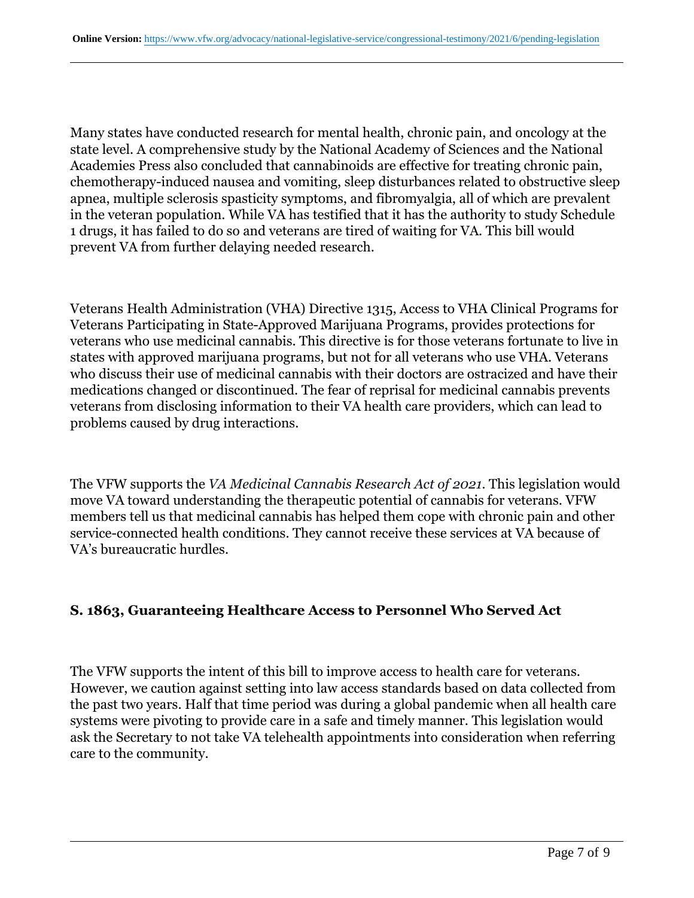Many states have conducted research for mental health, chronic pain, and oncology at the state level. A comprehensive study by the National Academy of Sciences and the National Academies Press also concluded that cannabinoids are effective for treating chronic pain, chemotherapy-induced nausea and vomiting, sleep disturbances related to obstructive sleep apnea, multiple sclerosis spasticity symptoms, and fibromyalgia, all of which are prevalent in the veteran population. While VA has testified that it has the authority to study Schedule 1 drugs, it has failed to do so and veterans are tired of waiting for VA. This bill would prevent VA from further delaying needed research.

Veterans Health Administration (VHA) Directive 1315, Access to VHA Clinical Programs for Veterans Participating in State-Approved Marijuana Programs, provides protections for veterans who use medicinal cannabis. This directive is for those veterans fortunate to live in states with approved marijuana programs, but not for all veterans who use VHA. Veterans who discuss their use of medicinal cannabis with their doctors are ostracized and have their medications changed or discontinued. The fear of reprisal for medicinal cannabis prevents veterans from disclosing information to their VA health care providers, which can lead to problems caused by drug interactions.

The VFW supports the *VA Medicinal Cannabis Research Act of 2021*. This legislation would move VA toward understanding the therapeutic potential of cannabis for veterans. VFW members tell us that medicinal cannabis has helped them cope with chronic pain and other service-connected health conditions. They cannot receive these services at VA because of VA's bureaucratic hurdles.

### S. 1863, Guaranteeing Healthcare Access to Personnel Who Served Act

The VFW supports the intent of this bill to improve access to health care for veterans. However, we caution against setting into law access standards based on data collected from the past two years. Half that time period was during a global pandemic when all health care systems were pivoting to provide care in a safe and timely manner. This legislation would ask the Secretary to not take VA telehealth appointments into consideration when referring care to the community.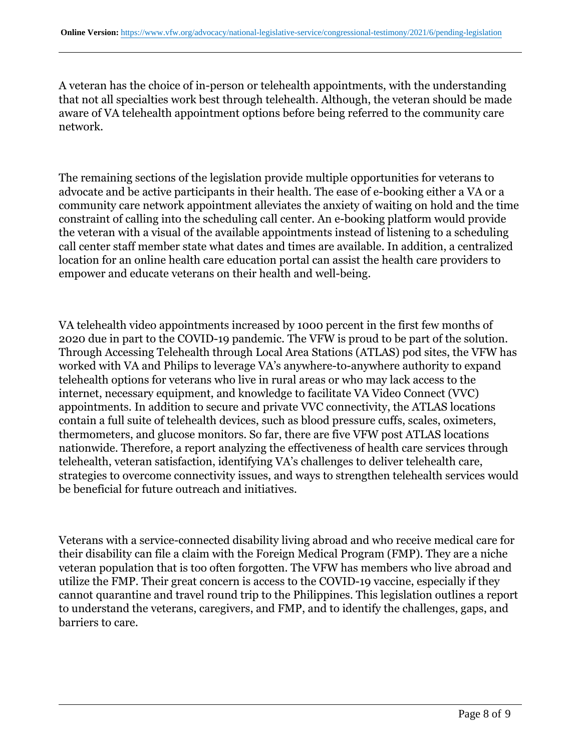A veteran has the choice of in-person or telehealth appointments, with the understanding that not all specialties work best through telehealth. Although, the veteran should be made aware of VA telehealth appointment options before being referred to the community care network.

The remaining sections of the legislation provide multiple opportunities for veterans to advocate and be active participants in their health. The ease of e-booking either a VA or a community care network appointment alleviates the anxiety of waiting on hold and the time constraint of calling into the scheduling call center. An e-booking platform would provide the veteran with a visual of the available appointments instead of listening to a scheduling call center staff member state what dates and times are available. In addition, a centralized location for an online health care education portal can assist the health care providers to empower and educate veterans on their health and well-being.

VA telehealth video appointments increased by 1000 percent in the first few months of 2020 due in part to the COVID-19 pandemic. The VFW is proud to be part of the solution. Through Accessing Telehealth through Local Area Stations (ATLAS) pod sites, the VFW has worked with VA and Philips to leverage VA's anywhere-to-anywhere authority to expand telehealth options for veterans who live in rural areas or who may lack access to the internet, necessary equipment, and knowledge to facilitate VA Video Connect (VVC) appointments. In addition to secure and private VVC connectivity, the ATLAS locations contain a full suite of telehealth devices, such as blood pressure cuffs, scales, oximeters, thermometers, and glucose monitors. So far, there are five VFW post ATLAS locations nationwide. Therefore, a report analyzing the effectiveness of health care services through telehealth, veteran satisfaction, identifying VA's challenges to deliver telehealth care, strategies to overcome connectivity issues, and ways to strengthen telehealth services would be beneficial for future outreach and initiatives.

Veterans with a service-connected disability living abroad and who receive medical care for their disability can file a claim with the Foreign Medical Program (FMP). They are a niche veteran population that is too often forgotten. The VFW has members who live abroad and utilize the FMP. Their great concern is access to the COVID-19 vaccine, especially if they cannot quarantine and travel round trip to the Philippines. This legislation outlines a report to understand the veterans, caregivers, and FMP, and to identify the challenges, gaps, and barriers to care.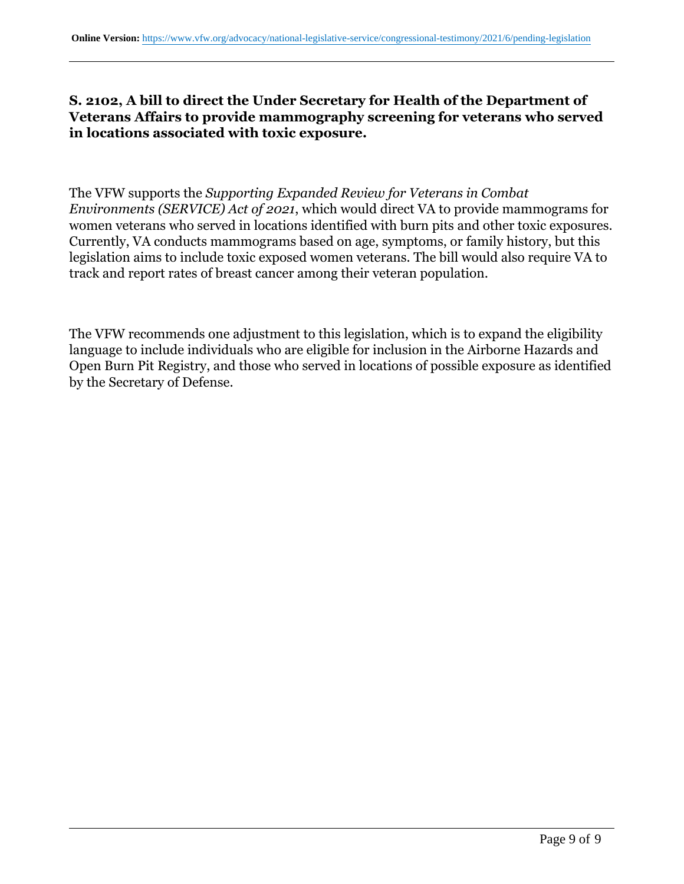**S. 2102, A bill to direct the Under Secretary for Health of the Department of Veterans Affairs to provide mammography screening for veterans who served in locations associated with toxic exposure.**

The VFW supports the *Supporting Expanded Review for Veterans in Combat Environments (SERVICE) Act of 2021*, which would direct VA to provide mammograms for women veterans who served in locations identified with burn pits and other toxic exposures. Currently, VA conducts mammograms based on age, symptoms, or family history, but this legislation aims to include toxic exposed women veterans. The bill would also require VA to track and report rates of breast cancer among their veteran population.

The VFW recommends one adjustment to this legislation, which is to expand the eligibility language to include individuals who are eligible for inclusion in the Airborne Hazards and Open Burn Pit Registry, and those who served in locations of possible exposure as identified by the Secretary of Defense.